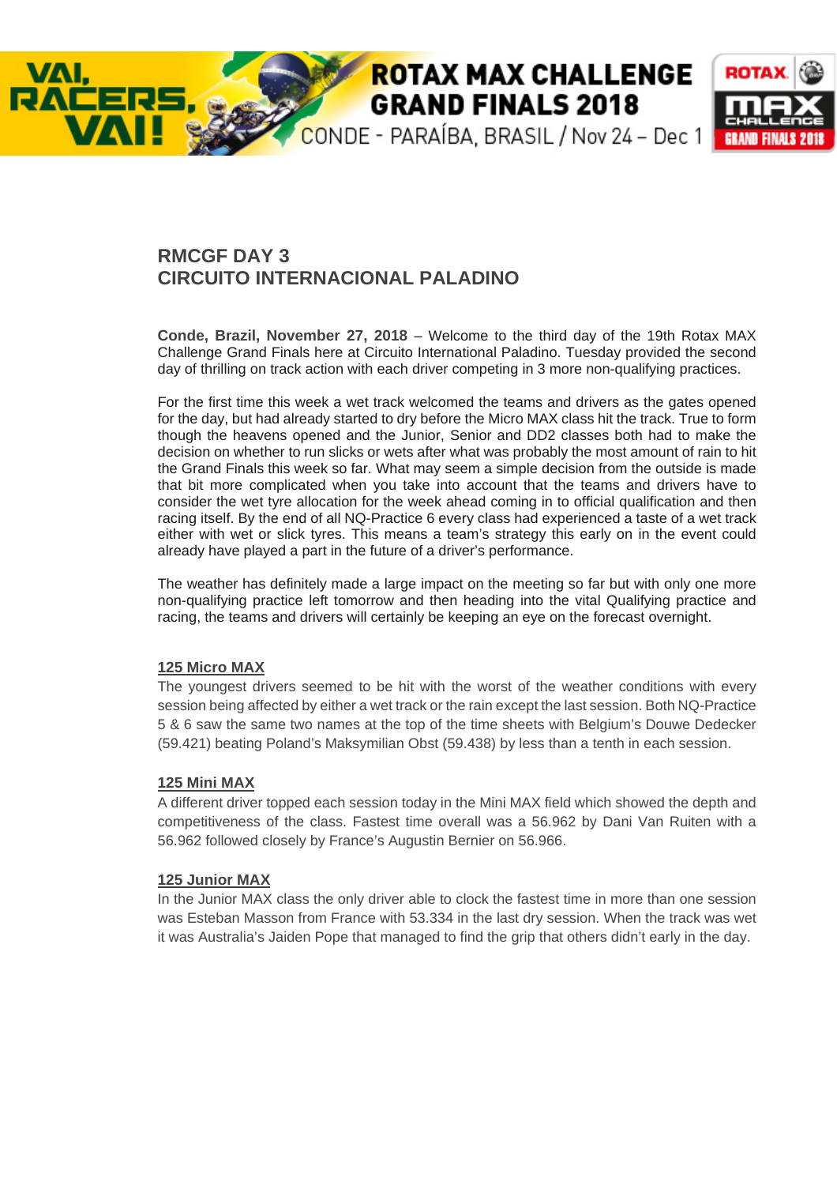# RMCGF DAY 3
# CIRCUITO INTERNACIONAL PALADINO

**Conde, Brazil, November 27, 2018** – Welcome to the third day of the 19th Rotax MAX Challenge Grand Finals here at Circuito International Paladino. Tuesday provided the second day of thrilling on track action with each driver competing in 3 more non-qualifying practices.

For the first time this week a wet track welcomed the teams and drivers as the gates opened for the day, but had already started to dry before the Micro MAX class hit the track. True to form though the heavens opened and the Junior, Senior and DD2 classes both had to make the decision on whether to run slicks or wets after what was probably the most amount of rain to hit the Grand Finals this week so far. What may seem a simple decision from the outside is made that bit more complicated when you take into account that the teams and drivers have to consider the wet tyre allocation for the week ahead coming in to official qualification and then racing itself. By the end of all NQ-Practice 6 every class had experienced a taste of a wet track either with wet or slick tyres. This means a team's strategy this early on in the event could already have played a part in the future of a driver's performance.

The weather has definitely made a large impact on the meeting so far but with only one more non-qualifying practice left tomorrow and then heading into the vital Qualifying practice and racing, the teams and drivers will certainly be keeping an eye on the forecast overnight.

## 125 Micro MAX

The youngest drivers seemed to be hit with the worst of the weather conditions with every session being affected by either a wet track or the rain except the last session. Both NQ-Practice 5 & 6 saw the same two names at the top of the time sheets with Belgium's Douwe Dedecker (59.421) beating Poland's Maksymilian Obst (59.438) by less than a tenth in each session.

## 125 Mini MAX

A different driver topped each session today in the Mini MAX field which showed the depth and competitiveness of the class. Fastest time overall was a 56.962 by Dani Van Ruiten with a 56.962 followed closely by France's Augustin Bernier on 56.966.

## 125 Junior MAX

In the Junior MAX class the only driver able to clock the fastest time in more than one session was Esteban Masson from France with 53.334 in the last dry session. When the track was wet it was Australia's Jaiden Pope that managed to find the grip that others didn't early in the day.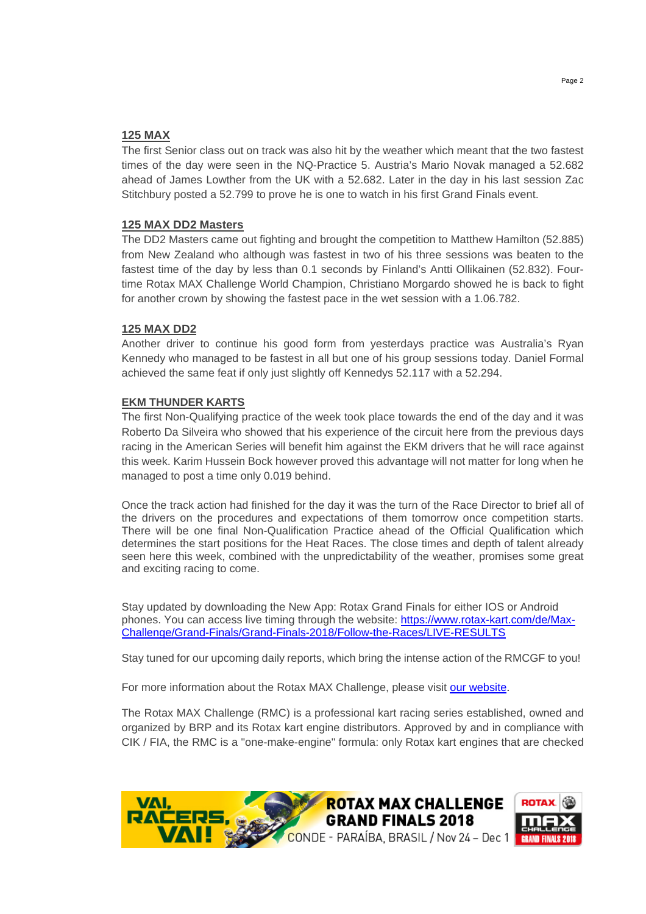## 125 MAX

The first Senior class out on track was also hit by the weather which meant that the two fastest times of the day were seen in the NQ-Practice 5. Austria's Mario Novak managed a 52.682 ahead of James Lowther from the UK with a 52.682. Later in the day in his last session Zac Stitchbury posted a 52.799 to prove he is one to watch in his first Grand Finals event.

## 125 MAX DD2 Masters

The DD2 Masters came out fighting and brought the competition to Matthew Hamilton (52.885) from New Zealand who although was fastest in two of his three sessions was beaten to the fastest time of the day by less than 0.1 seconds by Finland's Antti Ollikainen (52.832). Four-time Rotax MAX Challenge World Champion, Christiano Morgardo showed he is back to fight for another crown by showing the fastest pace in the wet session with a 1.06.782.

## 125 MAX DD2

Another driver to continue his good form from yesterdays practice was Australia's Ryan Kennedy who managed to be fastest in all but one of his group sessions today. Daniel Formal achieved the same feat if only just slightly off Kennedys 52.117 with a 52.294.

## EKM THUNDER KARTS

The first Non-Qualifying practice of the week took place towards the end of the day and it was Roberto Da Silveira who showed that his experience of the circuit here from the previous days racing in the American Series will benefit him against the EKM drivers that he will race against this week. Karim Hussein Bock however proved this advantage will not matter for long when he managed to post a time only 0.019 behind.

Once the track action had finished for the day it was the turn of the Race Director to brief all of the drivers on the procedures and expectations of them tomorrow once competition starts. There will be one final Non-Qualification Practice ahead of the Official Qualification which determines the start positions for the Heat Races. The close times and depth of talent already seen here this week, combined with the unpredictability of the weather, promises some great and exciting racing to come.

Stay updated by downloading the New App: Rotax Grand Finals for either IOS or Android phones. You can access live timing through the website: [https://www.rotax-kart.com/de/Max-Challenge/Grand-Finals/Grand-Finals-2018/Follow-the-Races/LIVE-RESULTS](https://www.rotax-kart.com/de/Max-Challenge/Grand-Finals/Grand-Finals-2018/Follow-the-Races/LIVE-RESULTS)

Stay tuned for our upcoming daily reports, which bring the intense action of the RMCGF to you!

For more information about the Rotax MAX Challenge, please visit our website.

The Rotax MAX Challenge (RMC) is a professional kart racing series established, owned and organized by BRP and its Rotax kart engine distributors. Approved by and in compliance with CIK / FIA, the RMC is a "one-make-engine" formula: only Rotax kart engines that are checked

VAI, RACERS, VAI! ROTAX MAX CHALLENGE GRAND FINALS 2018 CONDE - PARAÍBA, BRASIL / Nov 24 – Dec 1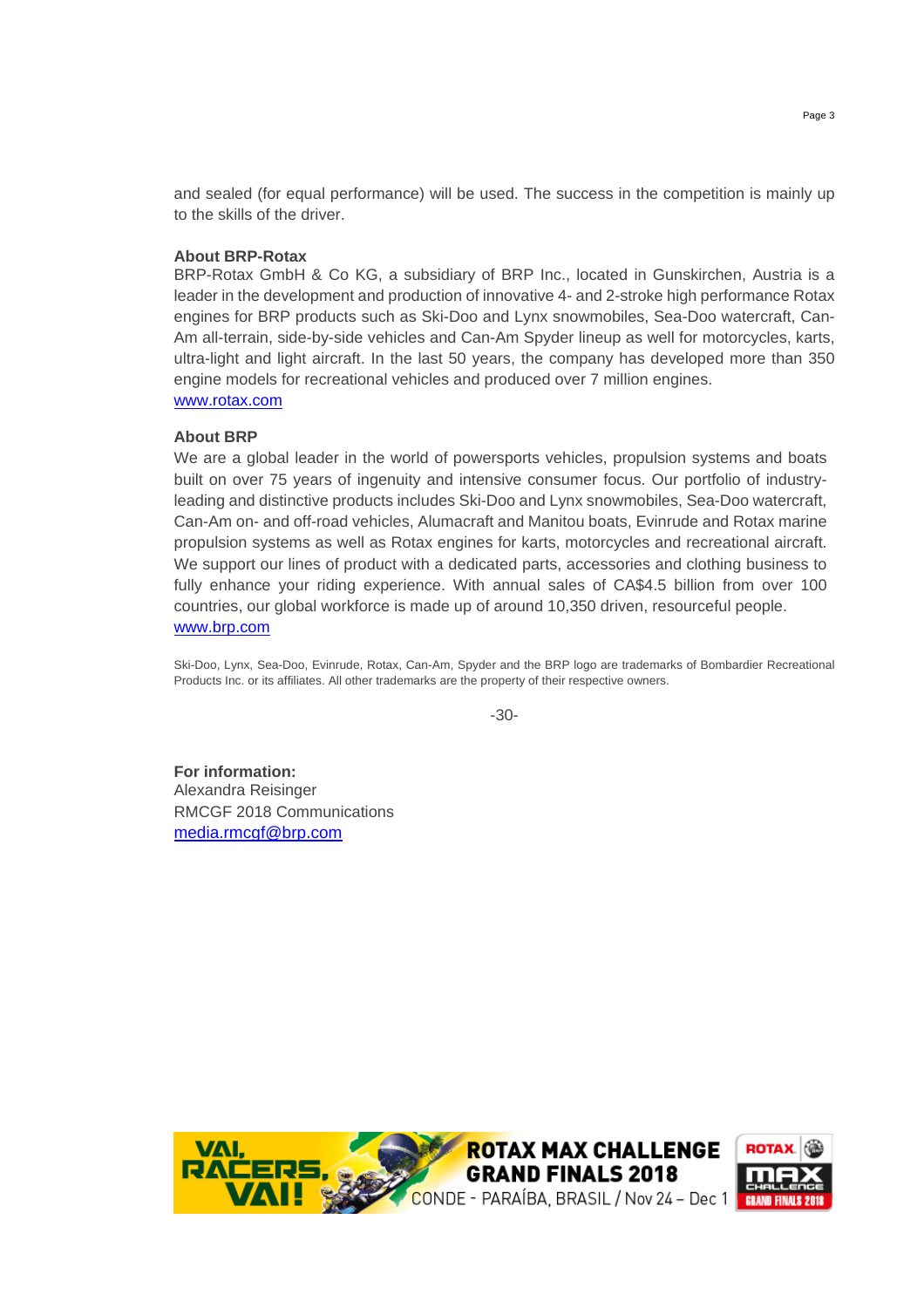and sealed (for equal performance) will be used. The success in the competition is mainly up to the skills of the driver.

**About BRP-Rotax**

BRP-Rotax GmbH & Co KG, a subsidiary of BRP Inc., located in Gunskirchen, Austria is a leader in the development and production of innovative 4- and 2-stroke high performance Rotax engines for BRP products such as Ski-Doo and Lynx snowmobiles, Sea-Doo watercraft, Can-Am all-terrain, side-by-side vehicles and Can-Am Spyder lineup as well for motorcycles, karts, ultra-light and light aircraft. In the last 50 years, the company has developed more than 350 engine models for recreational vehicles and produced over 7 million engines.
[www.rotax.com](http://www.rotax.com)

**About BRP**

We are a global leader in the world of powersports vehicles, propulsion systems and boats built on over 75 years of ingenuity and intensive consumer focus. Our portfolio of industry-leading and distinctive products includes Ski-Doo and Lynx snowmobiles, Sea-Doo watercraft, Can-Am on- and off-road vehicles, Alumacraft and Manitou boats, Evinrude and Rotax marine propulsion systems as well as Rotax engines for karts, motorcycles and recreational aircraft. We support our lines of product with a dedicated parts, accessories and clothing business to fully enhance your riding experience. With annual sales of CA$4.5 billion from over 100 countries, our global workforce is made up of around 10,350 driven, resourceful people.
[www.brp.com](http://www.brp.com)

Ski-Doo, Lynx, Sea-Doo, Evinrude, Rotax, Can-Am, Spyder and the BRP logo are trademarks of Bombardier Recreational Products Inc. or its affiliates. All other trademarks are the property of their respective owners.

-30-

**For information:**
Alexandra Reisinger
RMCGF 2018 Communications
[media.rmcgf@brp.com](mailto:media.rmcgf@brp.com)

VAI, RACERS, VAI!

ROTAX MAX CHALLENGE GRAND FINALS 2018

CONDE - PARAÍBA, BRASIL / Nov 24 – Dec 1

ROTAX MAX CHALLENGE GRAND FINALS 2018